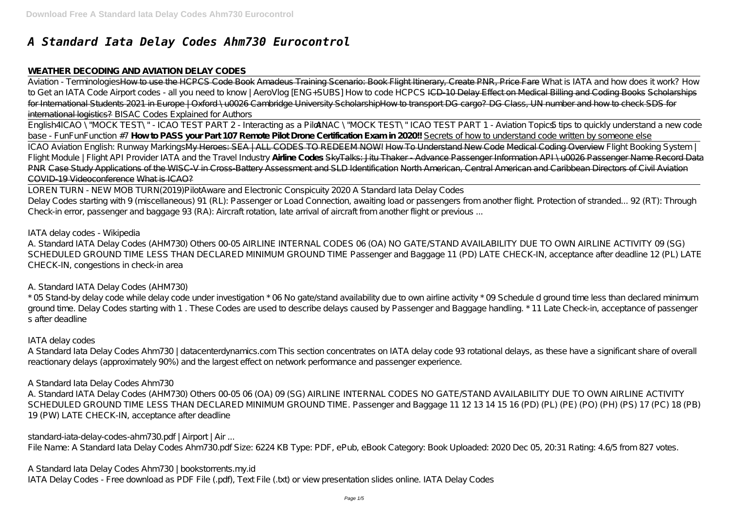# *A Standard Iata Delay Codes Ahm730 Eurocontrol*

**WEATHER DECODING AND AVIATION DELAY CODES**

Aviation - Terminologies How to use the HCPCS Code Book Amadeus Training Scenario: Book Flight Itinerary, Create PNR, Price Fare *What is IATA and how does it work? How to Get an IATA Code Airport codes - all you need to know | AeroVlog [ENG+SUBS] How to code HCPCS* ICD-10 Delay Effect on Medical Billing and Coding Books Scholarships for International Students 2021 in Europe | Oxford \u0026 Cambridge University Scholarship How to transport DG cargo? DG Class, UN number and how to check SDS for international logistics? *BISAC Codes Explained for Authors*

English4ICAO \"MOCK TEST\" - ICAO TEST PART 2 - Interacting as a Pilot ANAC \"MOCK TEST\" ICAO TEST PART 1 - Aviation Topics *5 tips to quickly understand a new code base - FunFunFunction #7* **How to PASS your Part 107 Remote Pilot Drone Certification Exam in 2020!!** Secrets of how to understand code written by someone else

ICAO Aviation English: Runway Markings My Heroes: SEA | ALL CODES TO REDEEM NOW! How To Understand New Code Medical Coding Overview *Flight Booking System | Flight Module | Flight API Provider IATA and the Travel Industry* **Airline Codes** SkyTalks: Jitu Thaker - Advance Passenger Information API \u0026 Passenger Name Record Data PNR Case Study Applications of the WISC-V in Cross-Battery Assessment and SLD Identification North American, Central American and Caribbean Directors of Civil Aviation COVID-19 Videoconference What is ICAO?

LOREN TURN - NEW MOB TURN(2019)*PilotAware and Electronic Conspicuity 2020 A Standard Iata Delay Codes*

Delay Codes starting with 9 (miscellaneous) 91 (RL): Passenger or Load Connection, awaiting load or passengers from another flight. Protection of stranded... 92 (RT): Through Check-in error, passenger and baggage 93 (RA): Aircraft rotation, late arrival of aircraft from another flight or previous ...

*IATA delay codes - Wikipedia*

A. Standard IATA Delay Codes (AHM730) Others 00-05 AIRLINE INTERNAL CODES 06 (OA) NO GATE/STAND AVAILABILITY DUE TO OWN AIRLINE ACTIVITY 09 (SG) SCHEDULED GROUND TIME LESS THAN DECLARED MINIMUM GROUND TIME Passenger and Baggage 11 (PD) LATE CHECK-IN, acceptance after deadline 12 (PL) LATE CHECK-IN, congestions in check-in area

*A. Standard IATA Delay Codes (AHM730)*

* 05 Stand-by delay code while delay code under investigation * 06 No gate/stand availability due to own airline activity * 09 Schedule d ground time less than declared minimum ground time. Delay Codes starting with 1 . These Codes are used to describe delays caused by Passenger and Baggage handling. * 11 Late Check-in, acceptance of passenger s after deadline

*IATA delay codes*

A Standard Iata Delay Codes Ahm730 | datacenterdynamics.com This section concentrates on IATA delay code 93 rotational delays, as these have a significant share of overall reactionary delays (approximately 90%) and the largest effect on network performance and passenger experience.

*A Standard Iata Delay Codes Ahm730*

A. Standard IATA Delay Codes (AHM730) Others 00-05 06 (OA) 09 (SG) AIRLINE INTERNAL CODES NO GATE/STAND AVAILABILITY DUE TO OWN AIRLINE ACTIVITY SCHEDULED GROUND TIME LESS THAN DECLARED MINIMUM GROUND TIME. Passenger and Baggage 11 12 13 14 15 16 (PD) (PL) (PE) (PO) (PH) (PS) 17 (PC) 18 (PB) 19 (PW) LATE CHECK-IN, acceptance after deadline

*standard-iata-delay-codes-ahm730.pdf | Airport | Air ...*

File Name: A Standard Iata Delay Codes Ahm730.pdf Size: 6224 KB Type: PDF, ePub, eBook Category: Book Uploaded: 2020 Dec 05, 20:31 Rating: 4.6/5 from 827 votes.

*A Standard Iata Delay Codes Ahm730 | bookstorrents.my.id*

IATA Delay Codes - Free download as PDF File (.pdf), Text File (.txt) or view presentation slides online. IATA Delay Codes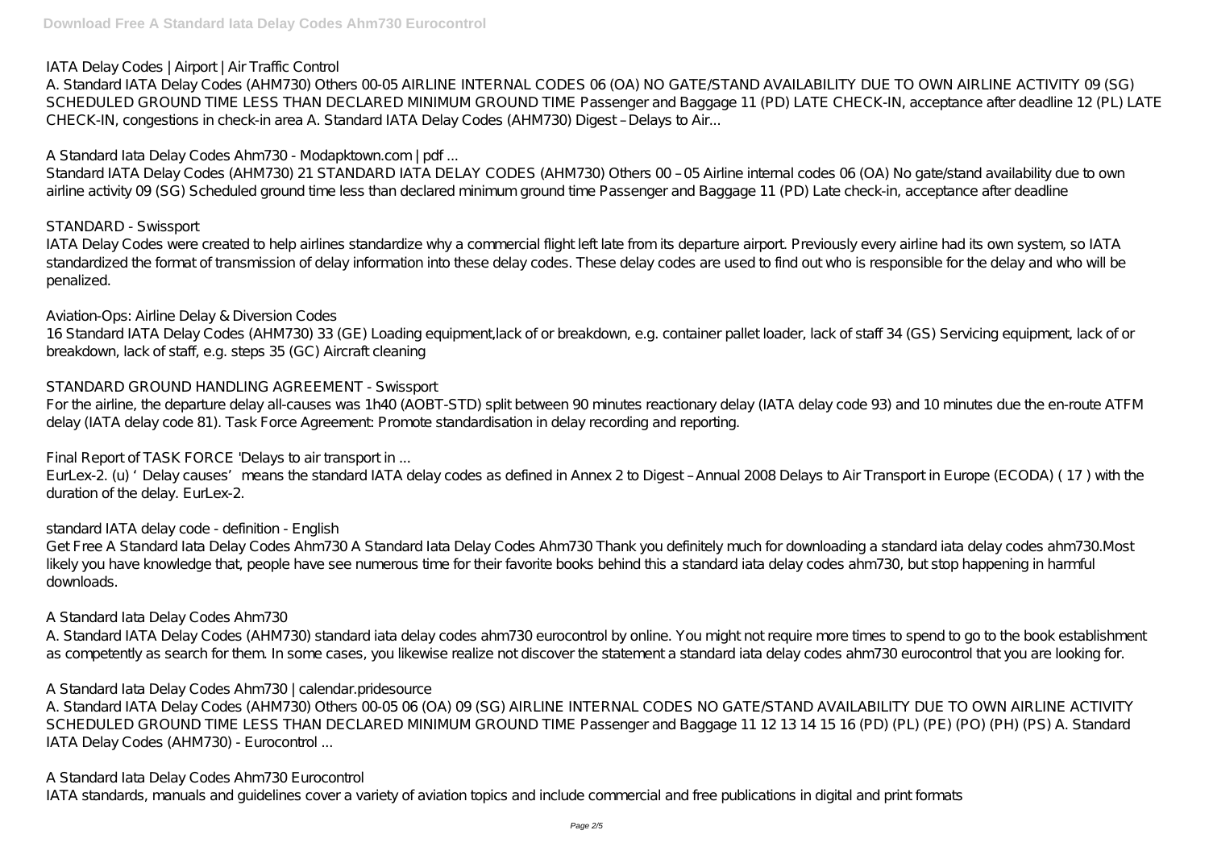*IATA Delay Codes | Airport | Air Traffic Control*

A. Standard IATA Delay Codes (AHM730) Others 00-05 AIRLINE INTERNAL CODES 06 (OA) NO GATE/STAND AVAILABILITY DUE TO OWN AIRLINE ACTIVITY 09 (SG) SCHEDULED GROUND TIME LESS THAN DECLARED MINIMUM GROUND TIME Passenger and Baggage 11 (PD) LATE CHECK-IN, acceptance after deadline 12 (PL) LATE CHECK-IN, congestions in check-in area A. Standard IATA Delay Codes (AHM730) Digest – Delays to Air...

*A Standard Iata Delay Codes Ahm730 - Modapktown.com | pdf ...*

Standard IATA Delay Codes (AHM730) 21 STANDARD IATA DELAY CODES (AHM730) Others 00 – 05 Airline internal codes 06 (OA) No gate/stand availability due to own airline activity 09 (SG) Scheduled ground time less than declared minimum ground time Passenger and Baggage 11 (PD) Late check-in, acceptance after deadline

*STANDARD - Swissport*

IATA Delay Codes were created to help airlines standardize why a commercial flight left late from its departure airport. Previously every airline had its own system, so IATA standardized the format of transmission of delay information into these delay codes. These delay codes are used to find out who is responsible for the delay and who will be penalized.

*Aviation-Ops: Airline Delay & Diversion Codes*

16 Standard IATA Delay Codes (AHM730) 33 (GE) Loading equipment,lack of or breakdown, e.g. container pallet loader, lack of staff 34 (GS) Servicing equipment, lack of or breakdown, lack of staff, e.g. steps 35 (GC) Aircraft cleaning

*STANDARD GROUND HANDLING AGREEMENT - Swissport*

For the airline, the departure delay all-causes was 1h40 (AOBT-STD) split between 90 minutes reactionary delay (IATA delay code 93) and 10 minutes due the en-route ATFM delay (IATA delay code 81). Task Force Agreement: Promote standardisation in delay recording and reporting.

*Final Report of TASK FORCE 'Delays to air transport in ...*

EurLex-2. (u) 'Delay causes' means the standard IATA delay codes as defined in Annex 2 to Digest – Annual 2008 Delays to Air Transport in Europe (ECODA) ( 17 ) with the duration of the delay. EurLex-2.

*standard IATA delay code - definition - English*

Get Free A Standard Iata Delay Codes Ahm730 A Standard Iata Delay Codes Ahm730 Thank you definitely much for downloading a standard iata delay codes ahm730.Most likely you have knowledge that, people have see numerous time for their favorite books behind this a standard iata delay codes ahm730, but stop happening in harmful downloads.

*A Standard Iata Delay Codes Ahm730*

A. Standard IATA Delay Codes (AHM730) standard iata delay codes ahm730 eurocontrol by online. You might not require more times to spend to go to the book establishment as competently as search for them. In some cases, you likewise realize not discover the statement a standard iata delay codes ahm730 eurocontrol that you are looking for.

*A Standard Iata Delay Codes Ahm730 | calendar.pridesource*

A. Standard IATA Delay Codes (AHM730) Others 00-05 06 (OA) 09 (SG) AIRLINE INTERNAL CODES NO GATE/STAND AVAILABILITY DUE TO OWN AIRLINE ACTIVITY SCHEDULED GROUND TIME LESS THAN DECLARED MINIMUM GROUND TIME Passenger and Baggage 11 12 13 14 15 16 (PD) (PL) (PE) (PO) (PH) (PS) A. Standard IATA Delay Codes (AHM730) - Eurocontrol ...

*A Standard Iata Delay Codes Ahm730 Eurocontrol*

IATA standards, manuals and guidelines cover a variety of aviation topics and include commercial and free publications in digital and print formats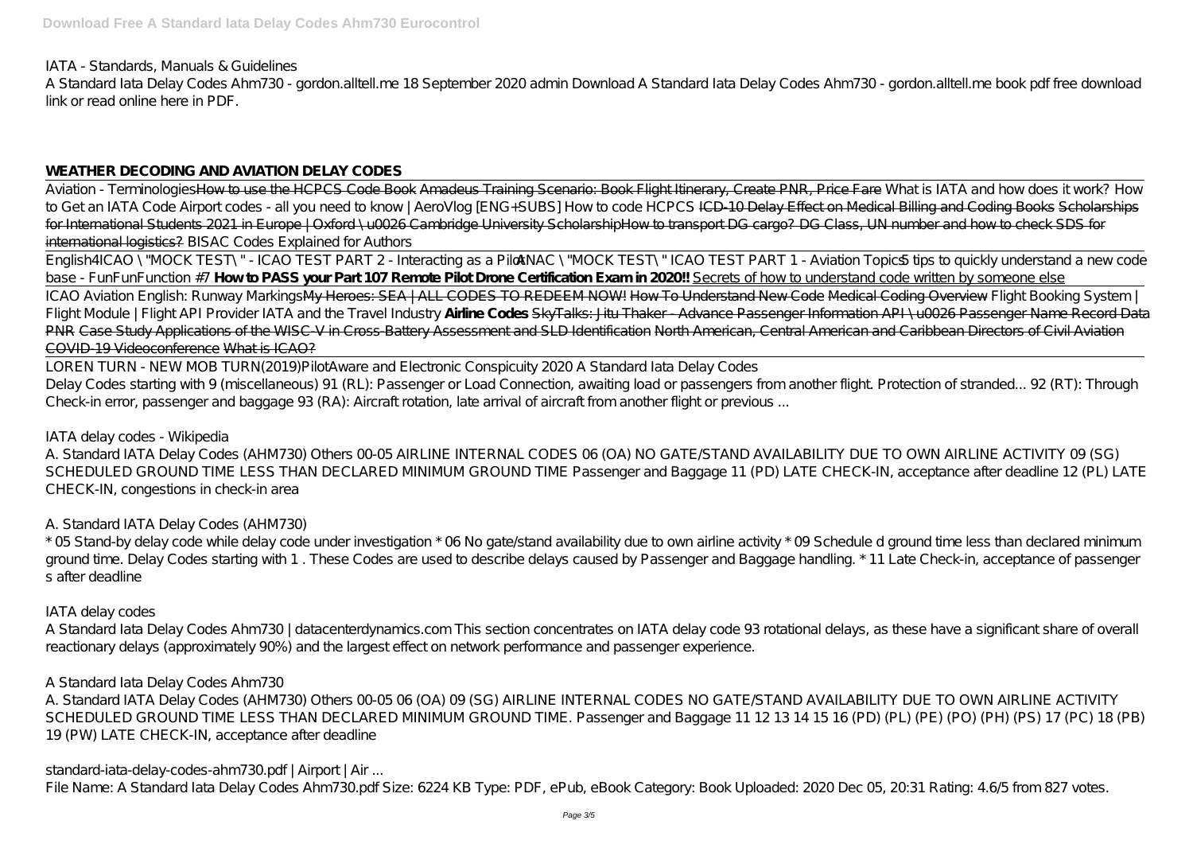IATA - Standards, Manuals & Guidelines

A Standard Iata Delay Codes Ahm730 - gordon.alltell.me 18 September 2020 admin Download A Standard Iata Delay Codes Ahm730 - gordon.alltell.me book pdf free download link or read online here in PDF.

**WEATHER DECODING AND AVIATION DELAY CODES**

Aviation - Terminologies ~~How to use the HCPCS Code Book~~ ~~Amadeus Training Scenario: Book Flight Itinerary, Create PNR, Price Fare~~ *What is IATA and how does it work? How to Get an IATA Code Airport codes - all you need to know | AeroVlog [ENG+SUBS] How to code HCPCS* ~~ICD-10 Delay Effect on Medical Billing and Coding Books~~ ~~Scholarships for International Students 2021 in Europe | Oxford \u0026 Cambridge University Scholarship~~ ~~How to transport DG cargo? DG Class, UN number and how to check SDS for international logistics?~~ *BISAC Codes Explained for Authors*

English4ICAO \"MOCK TEST\" - ICAO TEST PART 2 - Interacting as a Pilot ANAC \"MOCK TEST\" ICAO TEST PART 1 - Aviation Topics *5 tips to quickly understand a new code base - FunFunFunction #7* **How to PASS your Part 107 Remote Pilot Drone Certification Exam in 2020!!** Secrets of how to understand code written by someone else

ICAO Aviation English: Runway Markings ~~My Heroes: SEA | ALL CODES TO REDEEM NOW!~~ ~~How To Understand New Code~~ ~~Medical Coding Overview~~ *Flight Booking System | Flight Module | Flight API Provider IATA and the Travel Industry* **Airline Codes** ~~SkyTalks: Jitu Thaker - Advance Passenger Information API \u0026 Passenger Name Record Data PNR~~ ~~Case Study Applications of the WISC-V in Cross-Battery Assessment and SLD Identification~~ ~~North American, Central American and Caribbean Directors of Civil Aviation COVID-19 Videoconference~~ ~~What is ICAO?~~

LOREN TURN - NEW MOB TURN(2019)*PilotAware and Electronic Conspicuity 2020 A Standard Iata Delay Codes*

Delay Codes starting with 9 (miscellaneous) 91 (RL): Passenger or Load Connection, awaiting load or passengers from another flight. Protection of stranded... 92 (RT): Through Check-in error, passenger and baggage 93 (RA): Aircraft rotation, late arrival of aircraft from another flight or previous ...

*IATA delay codes - Wikipedia*

A. Standard IATA Delay Codes (AHM730) Others 00-05 AIRLINE INTERNAL CODES 06 (OA) NO GATE/STAND AVAILABILITY DUE TO OWN AIRLINE ACTIVITY 09 (SG) SCHEDULED GROUND TIME LESS THAN DECLARED MINIMUM GROUND TIME Passenger and Baggage 11 (PD) LATE CHECK-IN, acceptance after deadline 12 (PL) LATE CHECK-IN, congestions in check-in area

*A. Standard IATA Delay Codes (AHM730)*

* 05 Stand-by delay code while delay code under investigation * 06 No gate/stand availability due to own airline activity * 09 Schedule d ground time less than declared minimum ground time. Delay Codes starting with 1 . These Codes are used to describe delays caused by Passenger and Baggage handling. * 11 Late Check-in, acceptance of passenger s after deadline

*IATA delay codes*

A Standard Iata Delay Codes Ahm730 | datacenterdynamics.com This section concentrates on IATA delay code 93 rotational delays, as these have a significant share of overall reactionary delays (approximately 90%) and the largest effect on network performance and passenger experience.

*A Standard Iata Delay Codes Ahm730*

A. Standard IATA Delay Codes (AHM730) Others 00-05 06 (OA) 09 (SG) AIRLINE INTERNAL CODES NO GATE/STAND AVAILABILITY DUE TO OWN AIRLINE ACTIVITY SCHEDULED GROUND TIME LESS THAN DECLARED MINIMUM GROUND TIME. Passenger and Baggage 11 12 13 14 15 16 (PD) (PL) (PE) (PO) (PH) (PS) 17 (PC) 18 (PB) 19 (PW) LATE CHECK-IN, acceptance after deadline

*standard-iata-delay-codes-ahm730.pdf | Airport | Air ...*

File Name: A Standard Iata Delay Codes Ahm730.pdf Size: 6224 KB Type: PDF, ePub, eBook Category: Book Uploaded: 2020 Dec 05, 20:31 Rating: 4.6/5 from 827 votes.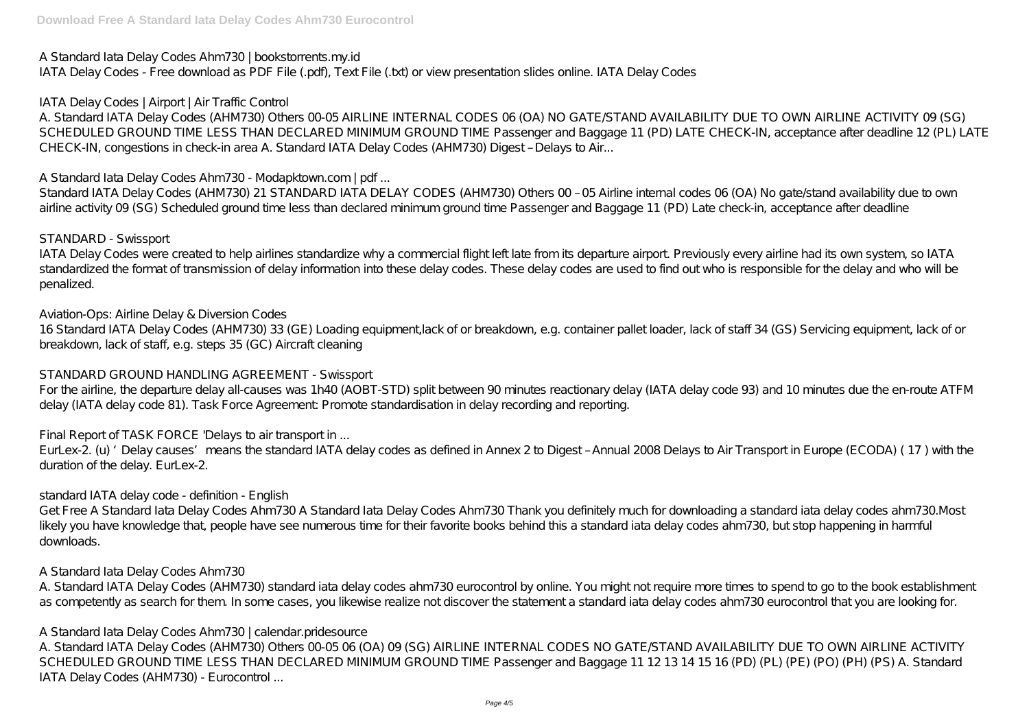A Standard Iata Delay Codes Ahm730 | bookstorrents.my.id
IATA Delay Codes - Free download as PDF File (.pdf), Text File (.txt) or view presentation slides online. IATA Delay Codes

IATA Delay Codes | Airport | Air Traffic Control
A. Standard IATA Delay Codes (AHM730) Others 00-05 AIRLINE INTERNAL CODES 06 (OA) NO GATE/STAND AVAILABILITY DUE TO OWN AIRLINE ACTIVITY 09 (SG) SCHEDULED GROUND TIME LESS THAN DECLARED MINIMUM GROUND TIME Passenger and Baggage 11 (PD) LATE CHECK-IN, acceptance after deadline 12 (PL) LATE CHECK-IN, congestions in check-in area A. Standard IATA Delay Codes (AHM730) Digest – Delays to Air...

A Standard Iata Delay Codes Ahm730 - Modapktown.com | pdf ...
Standard IATA Delay Codes (AHM730) 21 STANDARD IATA DELAY CODES (AHM730) Others 00 – 05 Airline internal codes 06 (OA) No gate/stand availability due to own airline activity 09 (SG) Scheduled ground time less than declared minimum ground time Passenger and Baggage 11 (PD) Late check-in, acceptance after deadline

STANDARD - Swissport
IATA Delay Codes were created to help airlines standardize why a commercial flight left late from its departure airport. Previously every airline had its own system, so IATA standardized the format of transmission of delay information into these delay codes. These delay codes are used to find out who is responsible for the delay and who will be penalized.

Aviation-Ops: Airline Delay & Diversion Codes
16 Standard IATA Delay Codes (AHM730) 33 (GE) Loading equipment,lack of or breakdown, e.g. container pallet loader, lack of staff 34 (GS) Servicing equipment, lack of or breakdown, lack of staff, e.g. steps 35 (GC) Aircraft cleaning

STANDARD GROUND HANDLING AGREEMENT - Swissport
For the airline, the departure delay all-causes was 1h40 (AOBT-STD) split between 90 minutes reactionary delay (IATA delay code 93) and 10 minutes due the en-route ATFM delay (IATA delay code 81). Task Force Agreement: Promote standardisation in delay recording and reporting.

Final Report of TASK FORCE 'Delays to air transport in ...
EurLex-2. (u) 'Delay causes' means the standard IATA delay codes as defined in Annex 2 to Digest – Annual 2008 Delays to Air Transport in Europe (ECODA) ( 17 ) with the duration of the delay. EurLex-2.

standard IATA delay code - definition - English
Get Free A Standard Iata Delay Codes Ahm730 A Standard Iata Delay Codes Ahm730 Thank you definitely much for downloading a standard iata delay codes ahm730.Most likely you have knowledge that, people have see numerous time for their favorite books behind this a standard iata delay codes ahm730, but stop happening in harmful downloads.

A Standard Iata Delay Codes Ahm730
A. Standard IATA Delay Codes (AHM730) standard iata delay codes ahm730 eurocontrol by online. You might not require more times to spend to go to the book establishment as competently as search for them. In some cases, you likewise realize not discover the statement a standard iata delay codes ahm730 eurocontrol that you are looking for.

A Standard Iata Delay Codes Ahm730 | calendar.pridesource
A. Standard IATA Delay Codes (AHM730) Others 00-05 06 (OA) 09 (SG) AIRLINE INTERNAL CODES NO GATE/STAND AVAILABILITY DUE TO OWN AIRLINE ACTIVITY SCHEDULED GROUND TIME LESS THAN DECLARED MINIMUM GROUND TIME Passenger and Baggage 11 12 13 14 15 16 (PD) (PL) (PE) (PO) (PH) (PS) A. Standard IATA Delay Codes (AHM730) - Eurocontrol ...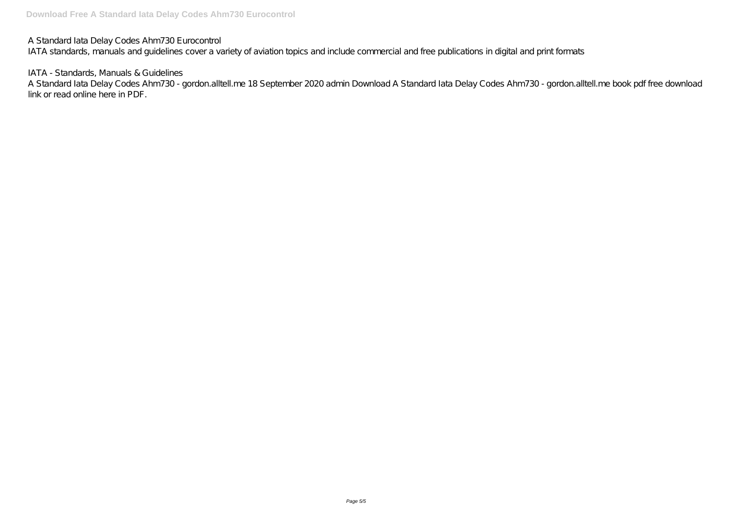A Standard Iata Delay Codes Ahm730 Eurocontrol

IATA standards, manuals and guidelines cover a variety of aviation topics and include commercial and free publications in digital and print formats

IATA - Standards, Manuals & Guidelines

A Standard Iata Delay Codes Ahm730 - gordon.alltell.me 18 September 2020 admin Download A Standard Iata Delay Codes Ahm730 - gordon.alltell.me book pdf free download link or read online here in PDF.